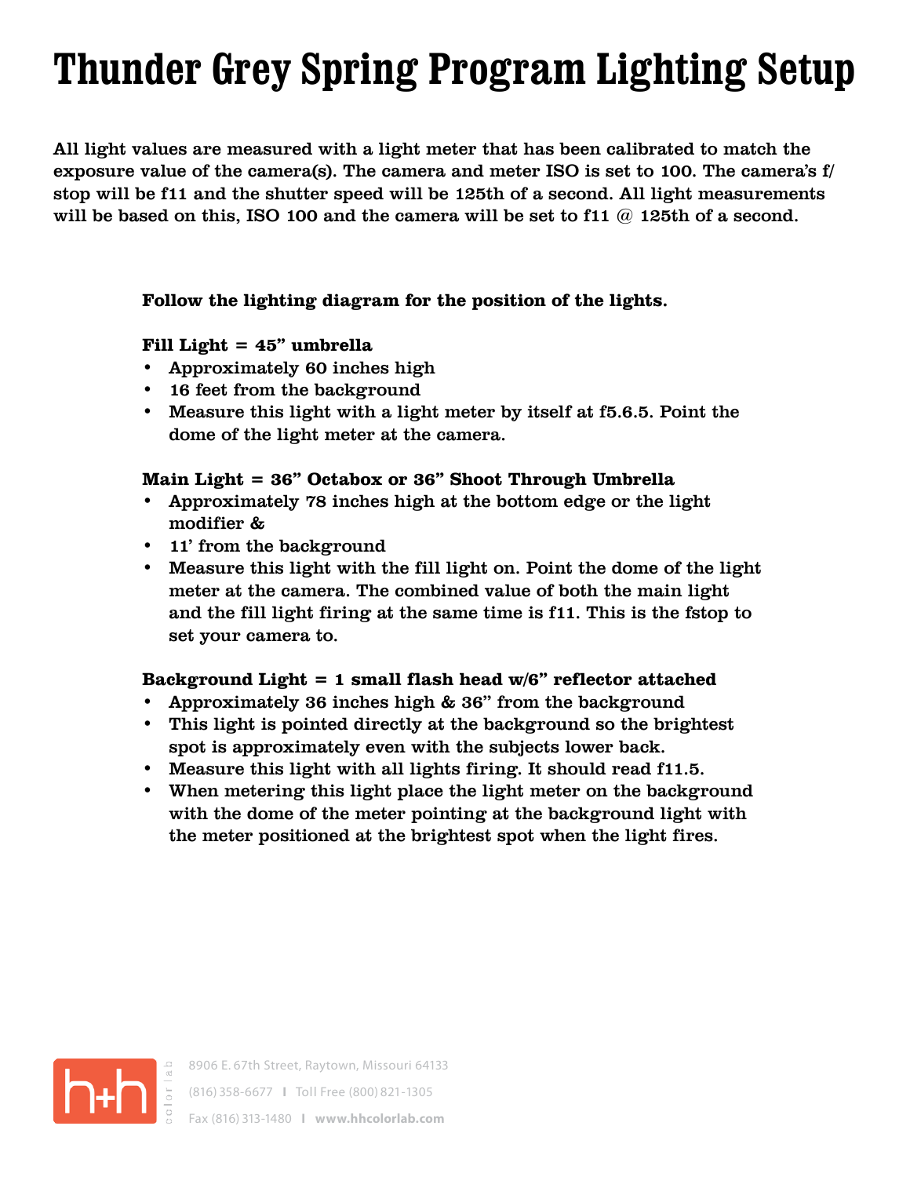# Thunder Grey Spring Program Lighting Setup

All light values are measured with a light meter that has been calibrated to match the exposure value of the camera(s). The camera and meter ISO is set to 100. The camera's f/stop will be f11 and the shutter speed will be 125th of a second. All light measurements will be based on this, ISO 100 and the camera will be set to f11 @ 125th of a second.

**Follow the lighting diagram for the position of the lights.**

**Fill Light = 45" umbrella**

- Approximately 60 inches high
- 16 feet from the background
- Measure this light with a light meter by itself at f5.6.5. Point the dome of the light meter at the camera.

**Main Light = 36" Octabox or 36" Shoot Through Umbrella**

- Approximately 78 inches high at the bottom edge or the light modifier &
- 11' from the background
- Measure this light with the fill light on. Point the dome of the light meter at the camera. The combined value of both the main light and the fill light firing at the same time is f11. This is the fstop to set your camera to.

**Background Light = 1 small flash head w/6" reflector attached**

- Approximately 36 inches high & 36" from the background
- This light is pointed directly at the background so the brightest spot is approximately even with the subjects lower back.
- Measure this light with all lights firing. It should read f11.5.
- When metering this light place the light meter on the background with the dome of the meter pointing at the background light with the meter positioned at the brightest spot when the light fires.

h+h color lab

8906 E. 67th Street, Raytown, Missouri 64133

(816) 358-6677 | Toll Free (800) 821-1305

Fax (816) 313-1480 | www.hhcolorlab.com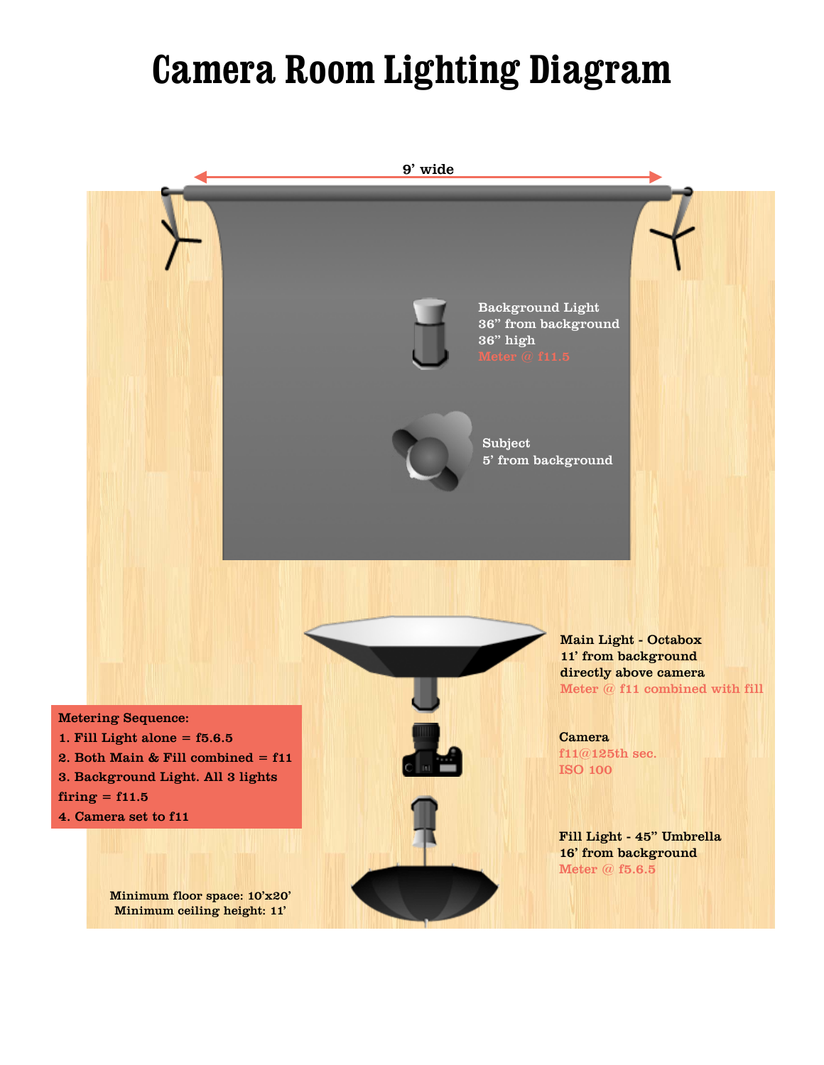# Camera Room Lighting Diagram

9' wide

Background Light
36" from background
36" high
Meter @ f11.5

Subject
5' from background

Main Light - Octabox
11' from background
directly above camera
Meter @ f11 combined with fill

**Metering Sequence:**

1. Fill Light alone = f5.6.5
2. Both Main & Fill combined = f11
3. Background Light. All 3 lights firing = f11.5
4. Camera set to f11

Camera
f11@125th sec.
ISO 100

Fill Light - 45" Umbrella
16' from background
Meter @ f5.6.5

Minimum floor space: 10'x20'
Minimum ceiling height: 11'